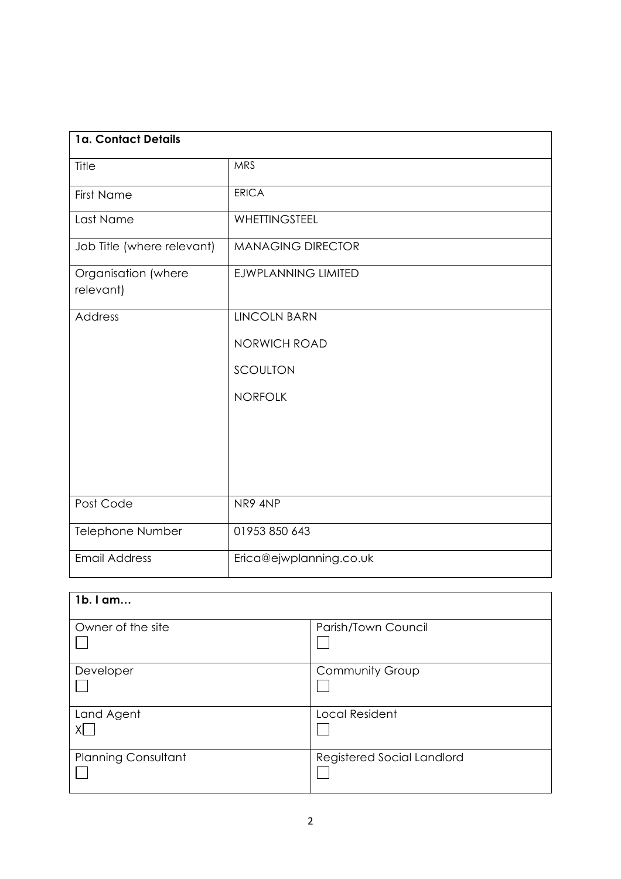| **1a. Contact Details** | |
|---|---|
| Title | MRS |
| First Name | ERICA |
| Last Name | WHETTINGSTEEL |
| Job Title (where relevant) | MANAGING DIRECTOR |
| Organisation (where relevant) | EJWPLANNING LIMITED |
| Address | LINCOLN BARN<br>NORWICH ROAD<br>SCOULTON<br>NORFOLK |
| Post Code | NR9 4NP |
| Telephone Number | 01953 850 643 |
| Email Address | Erica@ejwplanning.co.uk |

| **1b. I am…** | |
|---|---|
| Owner of the site<br>☐ | Parish/Town Council<br>☐ |
| Developer<br>☐ | Community Group<br>☐ |
| Land Agent<br>X☐ | Local Resident<br>☐ |
| Planning Consultant<br>☐ | Registered Social Landlord<br>☐ |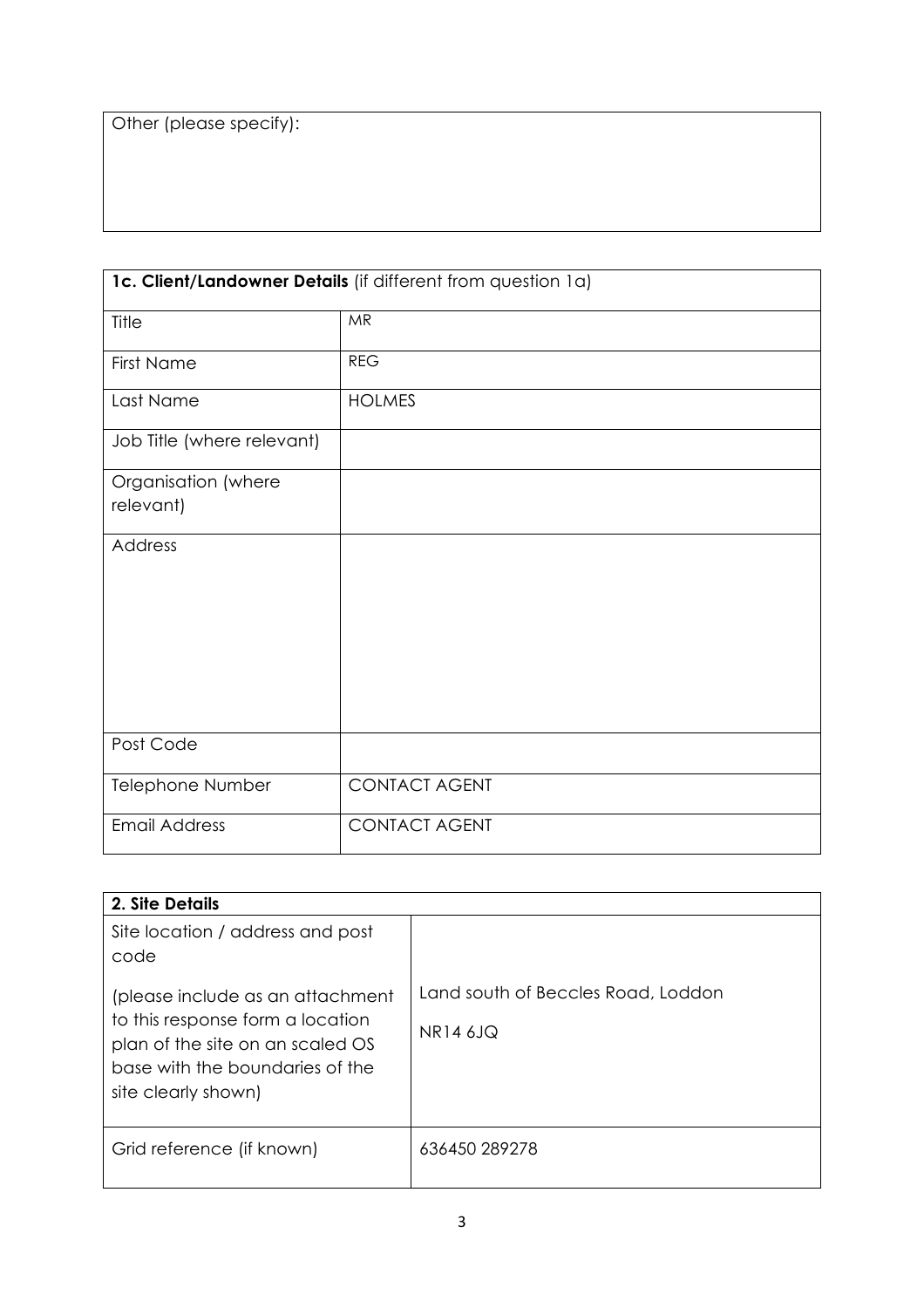| Other (please specify): |
| --- |
| |

| **1c. Client/Landowner Details** (if different from question 1a) | |
| --- | --- |
| Title | MR |
| First Name | REG |
| Last Name | HOLMES |
| Job Title (where relevant) | |
| Organisation (where relevant) | |
| Address | |
| Post Code | |
| Telephone Number | CONTACT AGENT |
| Email Address | CONTACT AGENT |

| **2. Site Details** | |
| --- | --- |
| Site location / address and post code<br><br>(please include as an attachment to this response form a location plan of the site on an scaled OS base with the boundaries of the site clearly shown) | Land south of Beccles Road, Loddon<br><br>NR14 6JQ |
| Grid reference (if known) | 636450 289278 |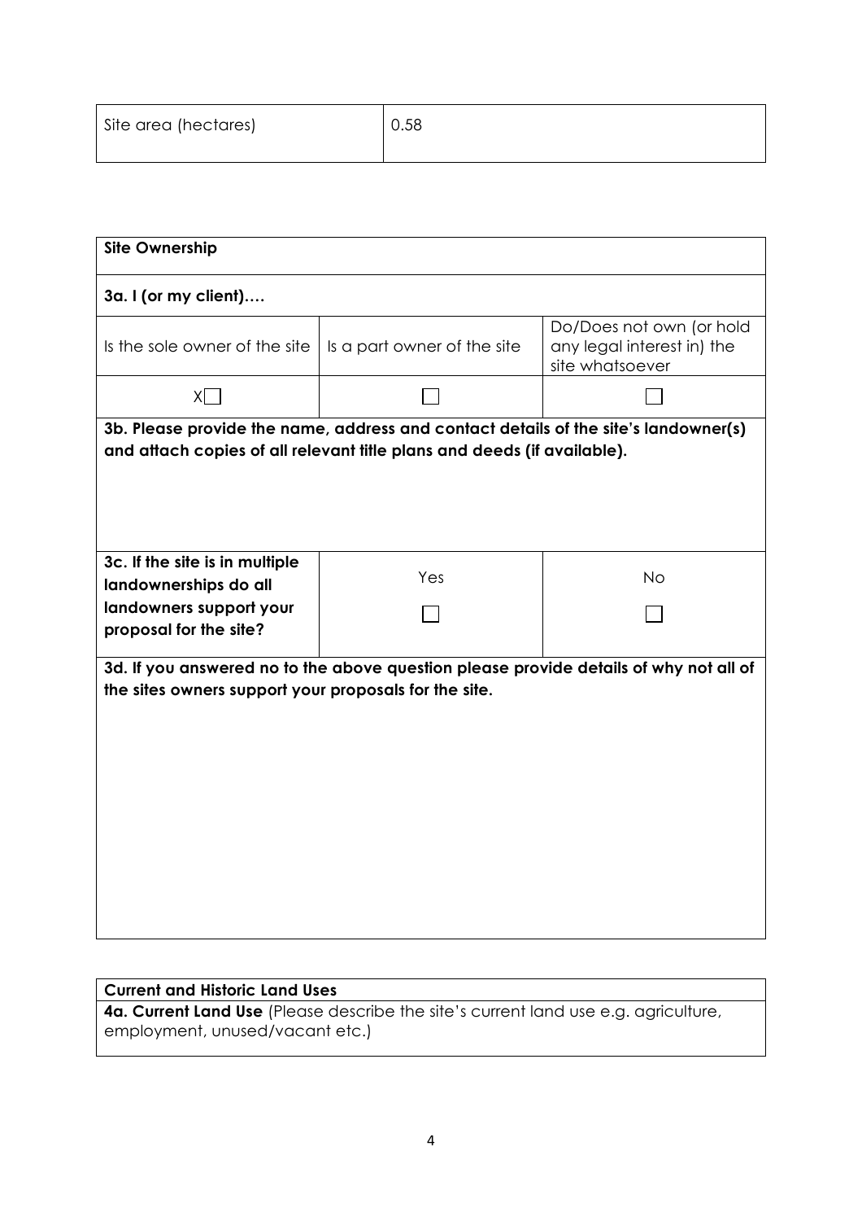| | |
|---|---|
| Site area (hectares) | 0.58 |

| Site Ownership | | |
|---|---|---|
| **3a. I (or my client)….** | | |
| Is the sole owner of the site | Is a part owner of the site | Do/Does not own (or hold any legal interest in) the site whatsoever |
| X☐ | ☐ | ☐ |
| **3b. Please provide the name, address and contact details of the site's landowner(s) and attach copies of all relevant title plans and deeds (if available).** | | |
| **3c. If the site is in multiple landownerships do all landowners support your proposal for the site?** | Yes ☐ | No ☐ |
| **3d. If you answered no to the above question please provide details of why not all of the sites owners support your proposals for the site.** | | |

| Current and Historic Land Uses |
|---|
| **4a. Current Land Use** (Please describe the site's current land use e.g. agriculture, employment, unused/vacant etc.) |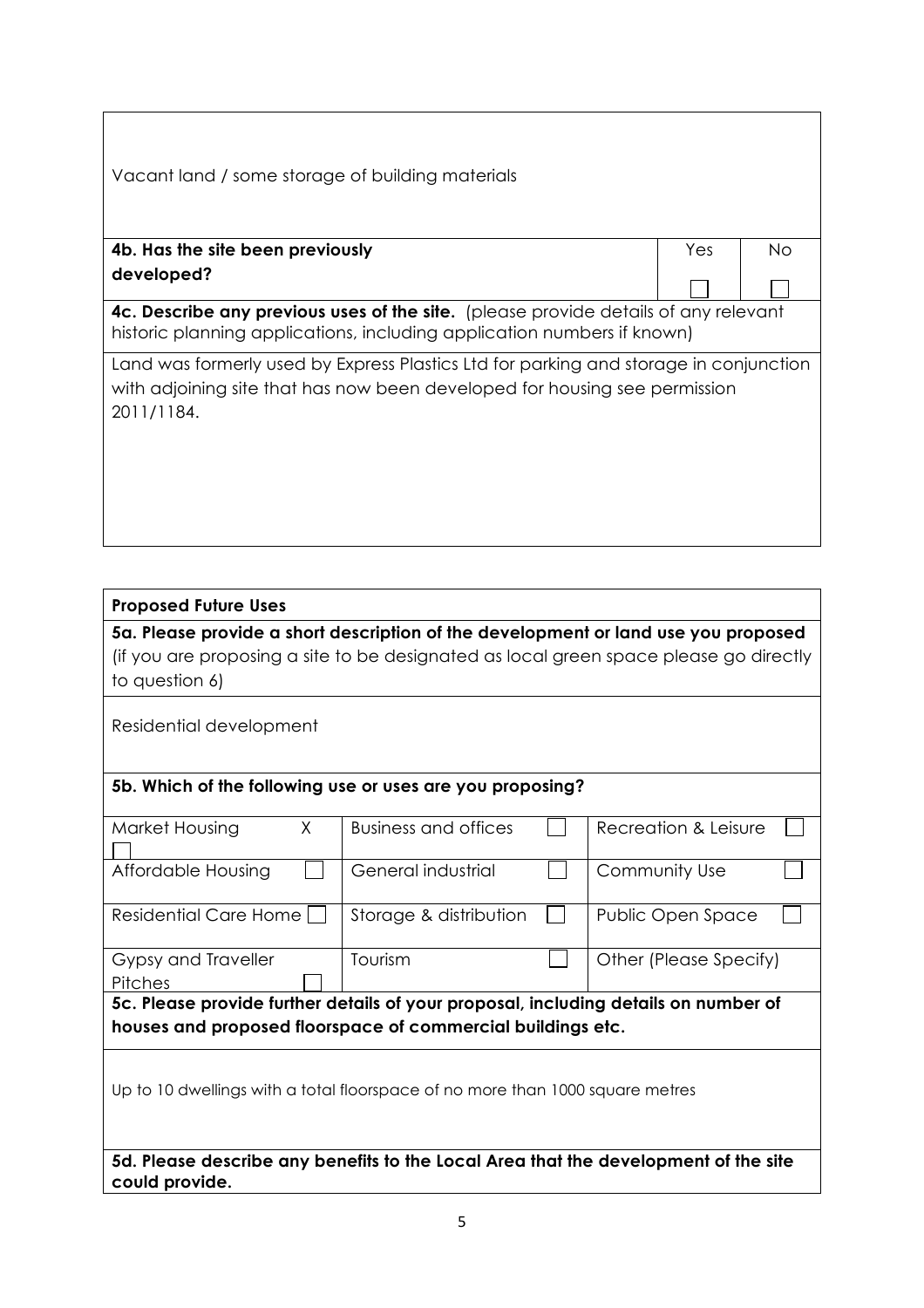Vacant land / some storage of building materials

| **4b. Has the site been previously developed?** | Yes | No |
|---|---|---|
| | ☐ | ☐ |

**4c. Describe any previous uses of the site.** (please provide details of any relevant historic planning applications, including application numbers if known)

Land was formerly used by Express Plastics Ltd for parking and storage in conjunction with adjoining site that has now been developed for housing see permission 2011/1184.

**Proposed Future Uses**

**5a. Please provide a short description of the development or land use you proposed** (if you are proposing a site to be designated as local green space please go directly to question 6)

Residential development

**5b. Which of the following use or uses are you proposing?**

| | | |
|---|---|---|
| Market Housing X ☐ | Business and offices ☐ | Recreation & Leisure ☐ |
| Affordable Housing ☐ | General industrial ☐ | Community Use ☐ |
| Residential Care Home ☐ | Storage & distribution ☐ | Public Open Space ☐ |
| Gypsy and Traveller Pitches ☐ | Tourism ☐ | Other (Please Specify) |

**5c. Please provide further details of your proposal, including details on number of houses and proposed floorspace of commercial buildings etc.**

Up to 10 dwellings with a total floorspace of no more than 1000 square metres

**5d. Please describe any benefits to the Local Area that the development of the site could provide.**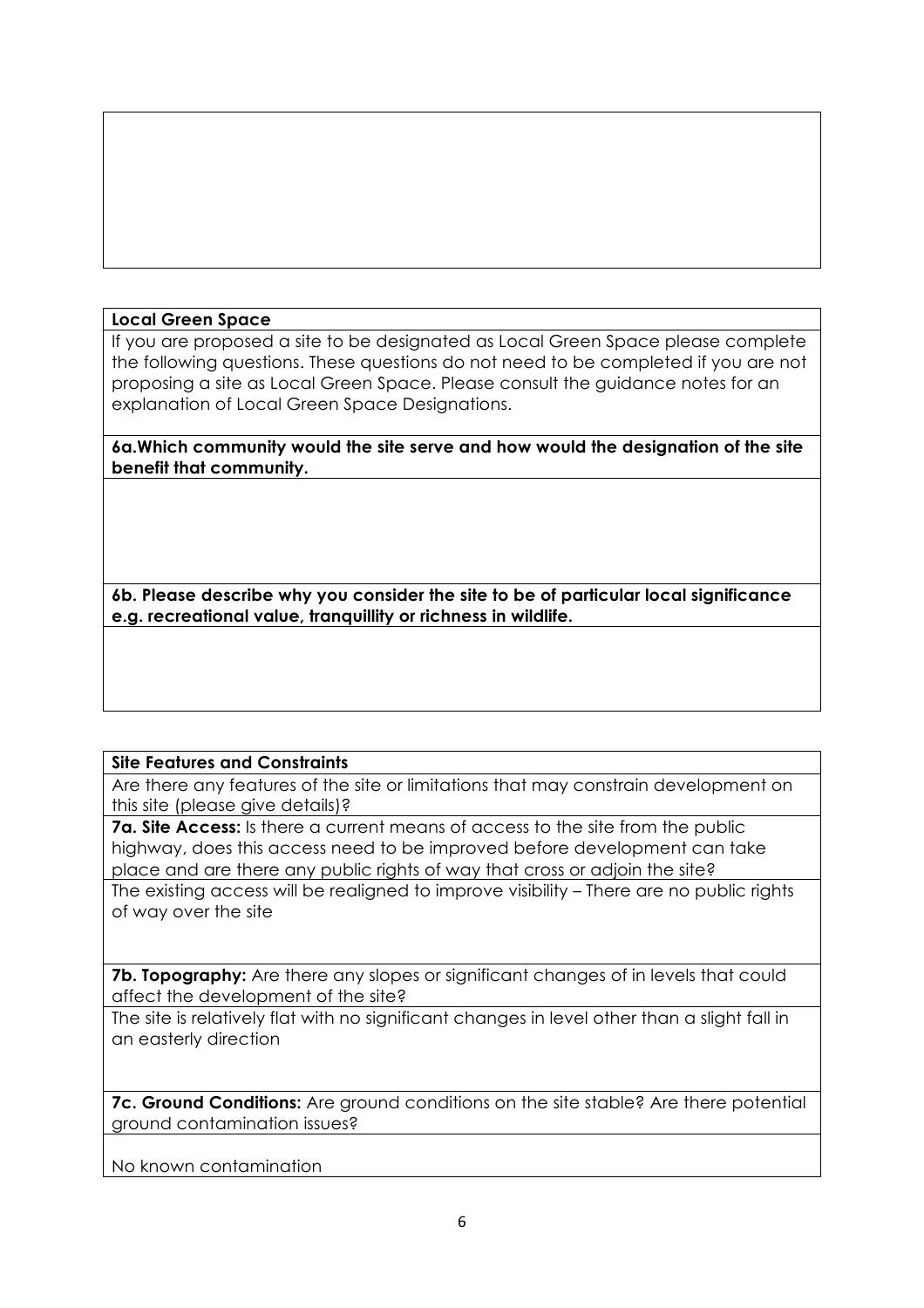**Local Green Space**

If you are proposed a site to be designated as Local Green Space please complete the following questions. These questions do not need to be completed if you are not proposing a site as Local Green Space. Please consult the guidance notes for an explanation of Local Green Space Designations.

**6a.Which community would the site serve and how would the designation of the site benefit that community.**

**6b. Please describe why you consider the site to be of particular local significance e.g. recreational value, tranquillity or richness in wildlife.**

**Site Features and Constraints**

Are there any features of the site or limitations that may constrain development on this site (please give details)?

**7a. Site Access:** Is there a current means of access to the site from the public highway, does this access need to be improved before development can take place and are there any public rights of way that cross or adjoin the site?

The existing access will be realigned to improve visibility – There are no public rights of way over the site

**7b. Topography:** Are there any slopes or significant changes of in levels that could affect the development of the site?

The site is relatively flat with no significant changes in level other than a slight fall in an easterly direction

**7c. Ground Conditions:** Are ground conditions on the site stable? Are there potential ground contamination issues?

No known contamination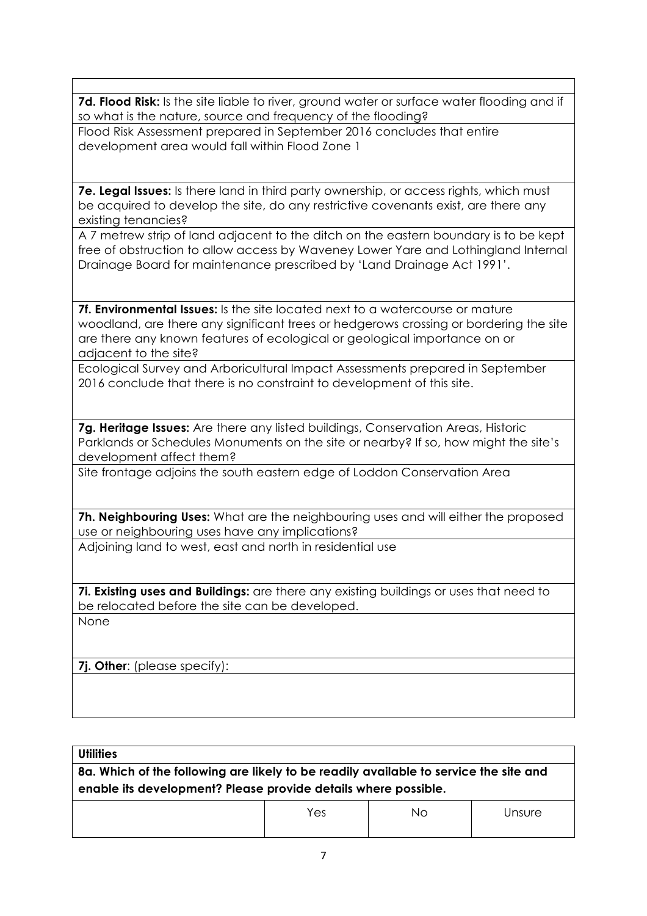**7d. Flood Risk:** Is the site liable to river, ground water or surface water flooding and if so what is the nature, source and frequency of the flooding?

Flood Risk Assessment prepared in September 2016 concludes that entire development area would fall within Flood Zone 1

**7e. Legal Issues:** Is there land in third party ownership, or access rights, which must be acquired to develop the site, do any restrictive covenants exist, are there any existing tenancies?

A 7 metrew strip of land adjacent to the ditch on the eastern boundary is to be kept free of obstruction to allow access by Waveney Lower Yare and Lothingland Internal Drainage Board for maintenance prescribed by 'Land Drainage Act 1991'.

**7f. Environmental Issues:** Is the site located next to a watercourse or mature woodland, are there any significant trees or hedgerows crossing or bordering the site are there any known features of ecological or geological importance on or adjacent to the site?

Ecological Survey and Arboricultural Impact Assessments prepared in September 2016 conclude that there is no constraint to development of this site.

**7g. Heritage Issues:** Are there any listed buildings, Conservation Areas, Historic Parklands or Schedules Monuments on the site or nearby? If so, how might the site's development affect them?

Site frontage adjoins the south eastern edge of Loddon Conservation Area

**7h. Neighbouring Uses:** What are the neighbouring uses and will either the proposed use or neighbouring uses have any implications?

Adjoining land to west, east and north in residential use

**7i. Existing uses and Buildings:** are there any existing buildings or uses that need to be relocated before the site can be developed.

None

**7j. Other**: (please specify):

**Utilities**

**8a. Which of the following are likely to be readily available to service the site and enable its development? Please provide details where possible.**

| | Yes | No | Unsure |
|---|---|---|---|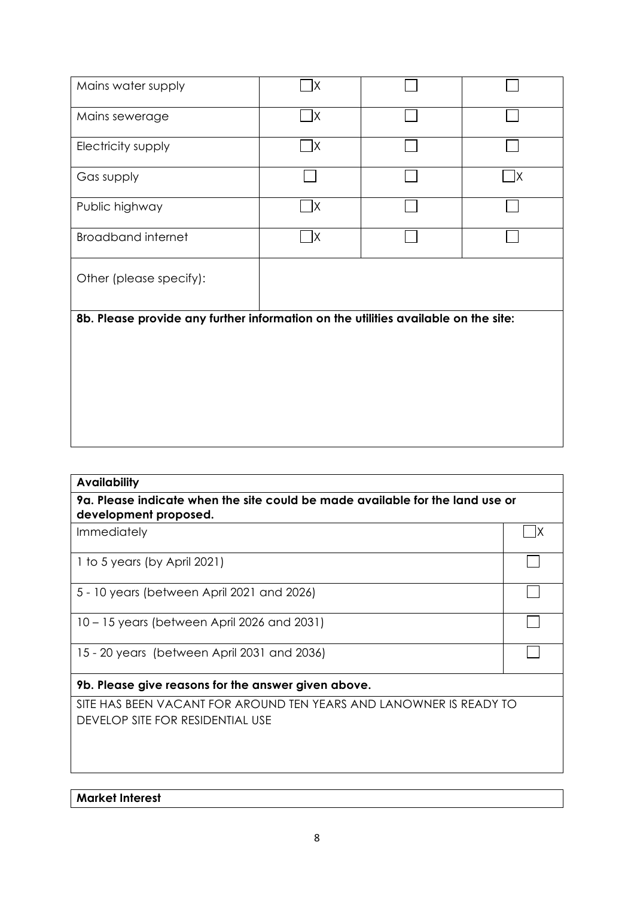| | | | |
|---|---|---|---|
| Mains water supply | ☐X | ☐ | ☐ |
| Mains sewerage | ☐X | ☐ | ☐ |
| Electricity supply | ☐X | ☐ | ☐ |
| Gas supply | ☐ | ☐ | ☐X |
| Public highway | ☐X | ☐ | ☐ |
| Broadband internet | ☐X | ☐ | ☐ |
| Other (please specify): | | | |

**8b. Please provide any further information on the utilities available on the site:**

| **Availability** | |
|---|---|
| **9a. Please indicate when the site could be made available for the land use or development proposed.** | |
| Immediately | ☐X |
| 1 to 5 years (by April 2021) | ☐ |
| 5 - 10 years (between April 2021 and 2026) | ☐ |
| 10 – 15 years (between April 2026 and 2031) | ☐ |
| 15 - 20 years (between April 2031 and 2036) | ☐ |
| **9b. Please give reasons for the answer given above.** | |
| SITE HAS BEEN VACANT FOR AROUND TEN YEARS AND LANOWNER IS READY TO DEVELOP SITE FOR RESIDENTIAL USE | |

**Market Interest**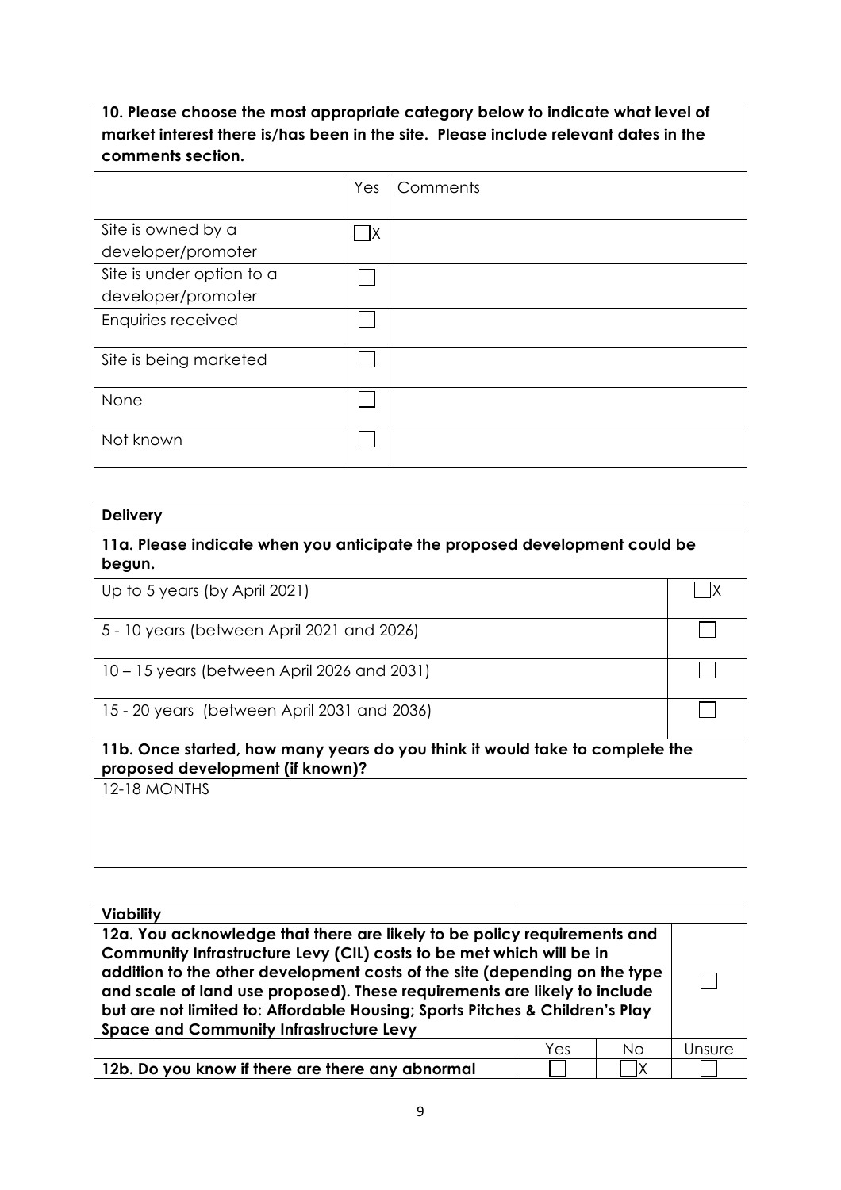**10. Please choose the most appropriate category below to indicate what level of market interest there is/has been in the site. Please include relevant dates in the comments section.**

| | Yes | Comments |
|---|---|---|
| Site is owned by a developer/promoter | ☐X | |
| Site is under option to a developer/promoter | ☐ | |
| Enquiries received | ☐ | |
| Site is being marketed | ☐ | |
| None | ☐ | |
| Not known | ☐ | |

| **Delivery** | |
|---|---|
| **11a. Please indicate when you anticipate the proposed development could be begun.** | |
| Up to 5 years (by April 2021) | ☐X |
| 5 - 10 years (between April 2021 and 2026) | ☐ |
| 10 – 15 years (between April 2026 and 2031) | ☐ |
| 15 - 20 years (between April 2031 and 2036) | ☐ |
| **11b. Once started, how many years do you think it would take to complete the proposed development (if known)?** | |
| 12-18 MONTHS | |

| **Viability** | | | |
|---|---|---|---|
| **12a. You acknowledge that there are likely to be policy requirements and Community Infrastructure Levy (CIL) costs to be met which will be in addition to the other development costs of the site (depending on the type and scale of land use proposed). These requirements are likely to include but are not limited to: Affordable Housing; Sports Pitches & Children's Play Space and Community Infrastructure Levy** | | | ☐ |
| | Yes | No | Unsure |
| **12b. Do you know if there are there any abnormal** | ☐ | ☐X | ☐ |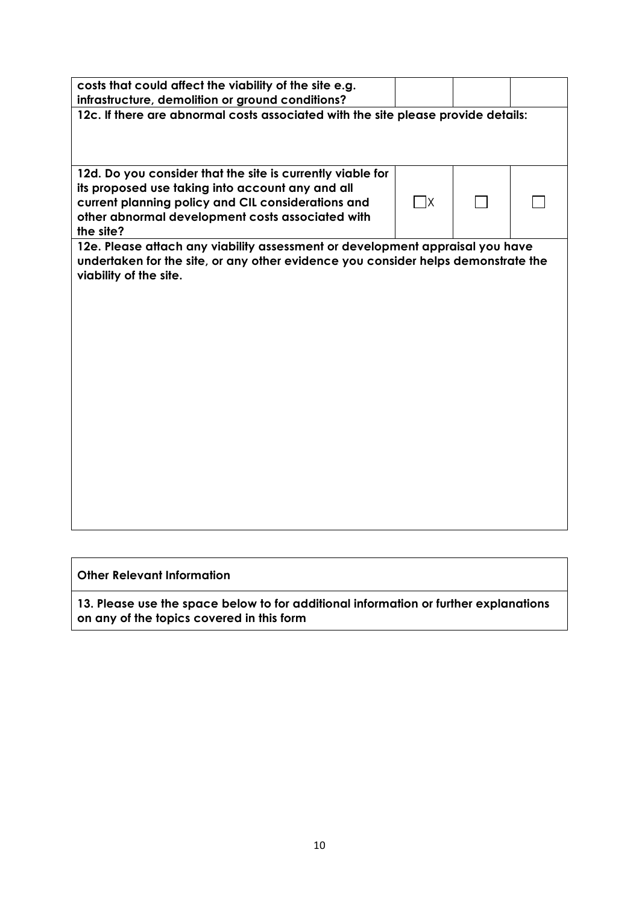| | | | |
|---|---|---|---|
| **costs that could affect the viability of the site e.g. infrastructure, demolition or ground conditions?** | | | |
| **12c. If there are abnormal costs associated with the site please provide details:** | | | |
| **12d. Do you consider that the site is currently viable for its proposed use taking into account any and all current planning policy and CIL considerations and other abnormal development costs associated with the site?** | ☐X | ☐ | ☐ |
| **12e. Please attach any viability assessment or development appraisal you have undertaken for the site, or any other evidence you consider helps demonstrate the viability of the site.** | | | |

| |
|---|
| **Other Relevant Information** |
| **13. Please use the space below to for additional information or further explanations on any of the topics covered in this form** |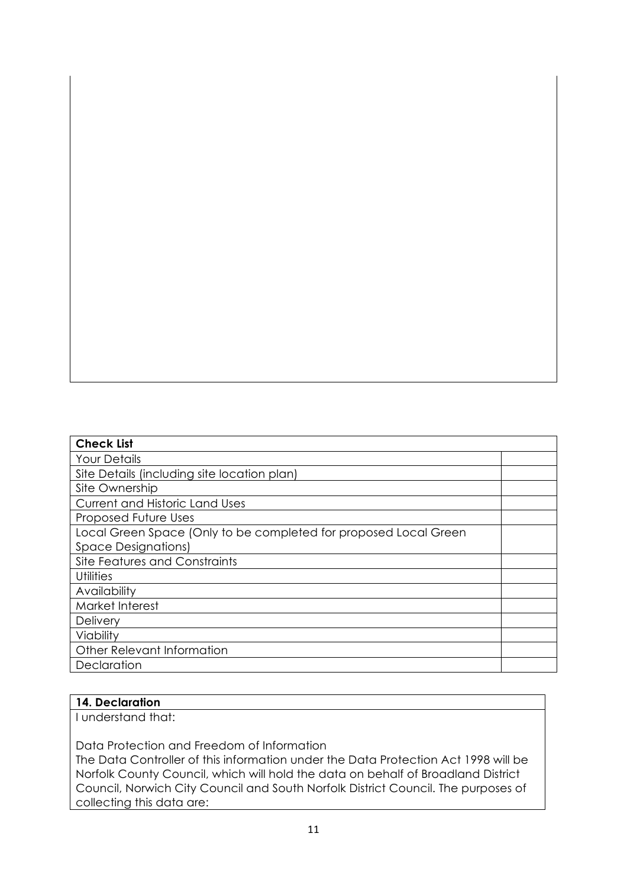| **Check List** | |
|---|---|
| Your Details | |
| Site Details (including site location plan) | |
| Site Ownership | |
| Current and Historic Land Uses | |
| Proposed Future Uses | |
| Local Green Space (Only to be completed for proposed Local Green Space Designations) | |
| Site Features and Constraints | |
| Utilities | |
| Availability | |
| Market Interest | |
| Delivery | |
| Viability | |
| Other Relevant Information | |
| Declaration | |

**14. Declaration**

I understand that:

Data Protection and Freedom of Information

The Data Controller of this information under the Data Protection Act 1998 will be Norfolk County Council, which will hold the data on behalf of Broadland District Council, Norwich City Council and South Norfolk District Council. The purposes of collecting this data are: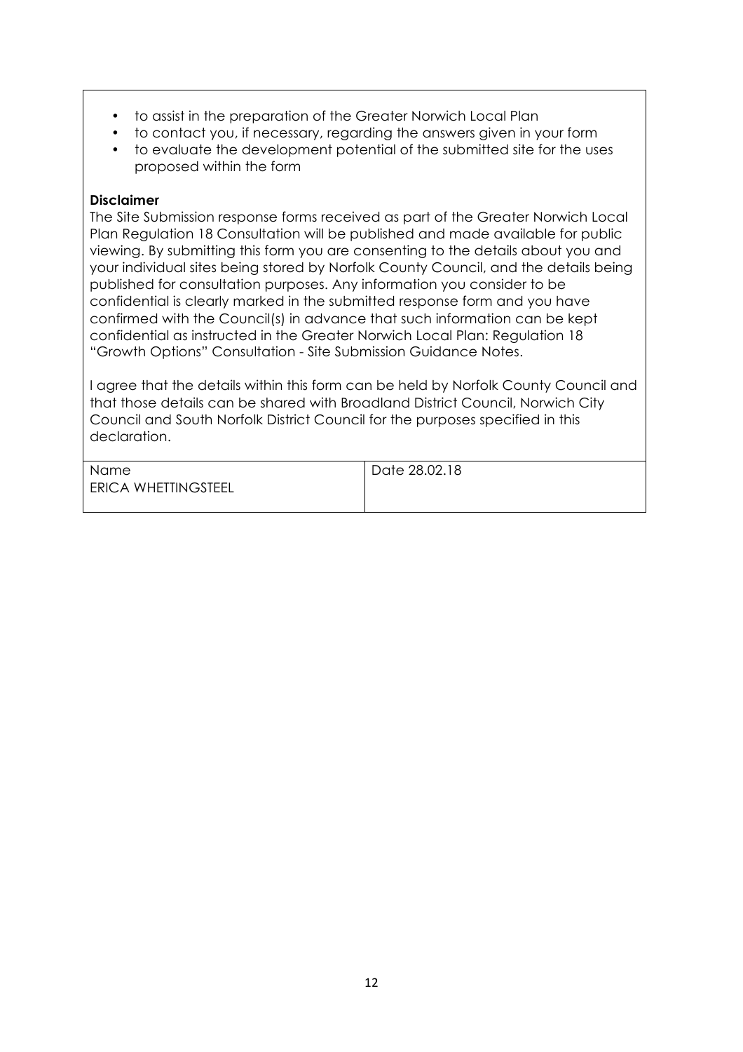- to assist in the preparation of the Greater Norwich Local Plan
- to contact you, if necessary, regarding the answers given in your form
- to evaluate the development potential of the submitted site for the uses proposed within the form

**Disclaimer**

The Site Submission response forms received as part of the Greater Norwich Local Plan Regulation 18 Consultation will be published and made available for public viewing. By submitting this form you are consenting to the details about you and your individual sites being stored by Norfolk County Council, and the details being published for consultation purposes. Any information you consider to be confidential is clearly marked in the submitted response form and you have confirmed with the Council(s) in advance that such information can be kept confidential as instructed in the Greater Norwich Local Plan: Regulation 18 "Growth Options" Consultation - Site Submission Guidance Notes.

I agree that the details within this form can be held by Norfolk County Council and that those details can be shared with Broadland District Council, Norwich City Council and South Norfolk District Council for the purposes specified in this declaration.

| | |
|---|---|
| Name<br>ERICA WHETTINGSTEEL | Date 28.02.18 |